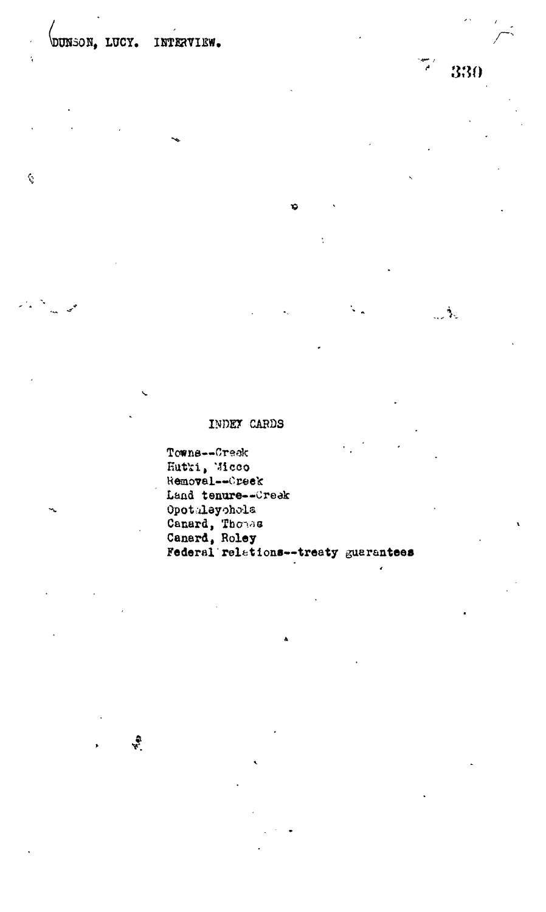DUNSON, LUCY. INTERVIEW.

INDEX CARDS

Towns--Creek
Hutki, Micco
Removal--Creek
Land tenure--Creek
Opothleyohola
Canard, Thomas
Canard, Roley
Federal relations--treaty guarantees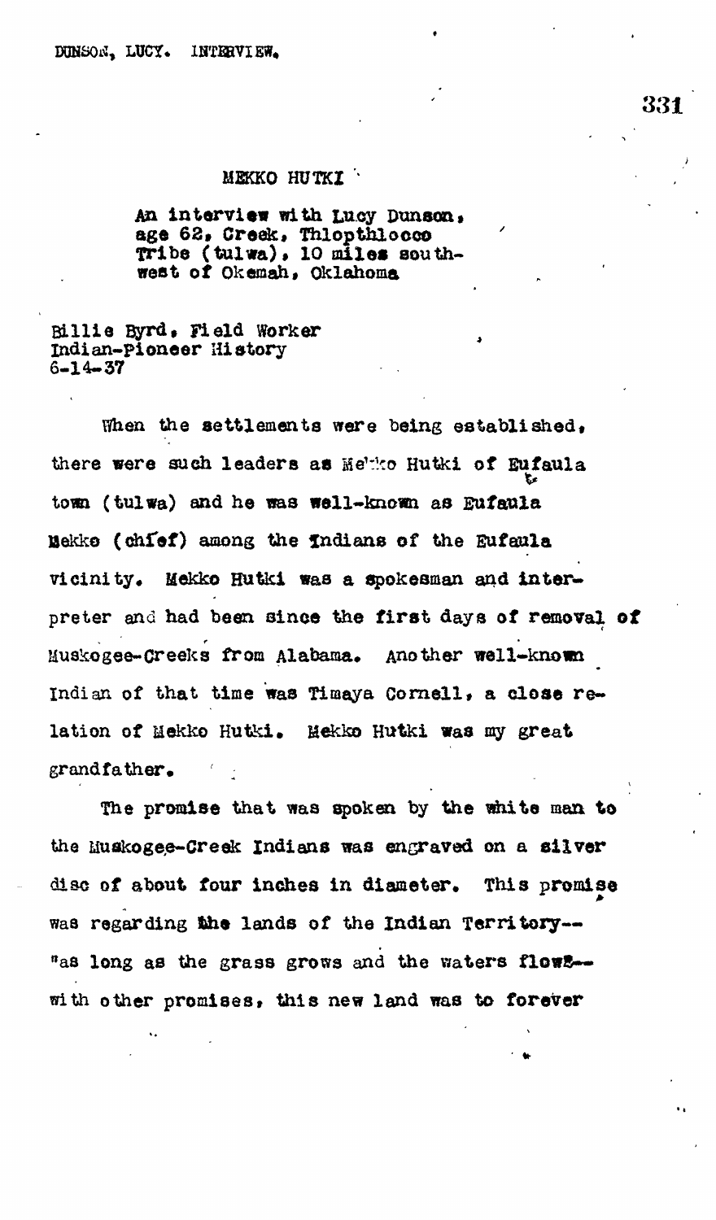# MEKKO HUTKI

An interview with Lucy Dunson, age 62, Creek, Thlopthlocco Tribe (tulwa), 10 miles southwest of Okemah, Oklahoma

Billie Byrd, Field Worker
Indian-Pioneer History
6-14-37

When the settlements were being established, there were such leaders as Mekko Hutki of Eufaula town (tulwa) and he was well-known as Eufaula Mekko (chief) among the Indians of the Eufaula vicinity. Mekko Hutki was a spokesman and interpreter and had been since the first days of removal of Muskogee-Creeks from Alabama. Another well-known Indian of that time was Timaya Cornell, a close relation of Mekko Hutki. Mekko Hutki was my great grandfather.

The promise that was spoken by the white man to the Muskogee-Creek Indians was engraved on a silver disc of about four inches in diameter. This promise was regarding the lands of the Indian Territory--"as long as the grass grows and the waters flow"--with other promises, this new land was to forever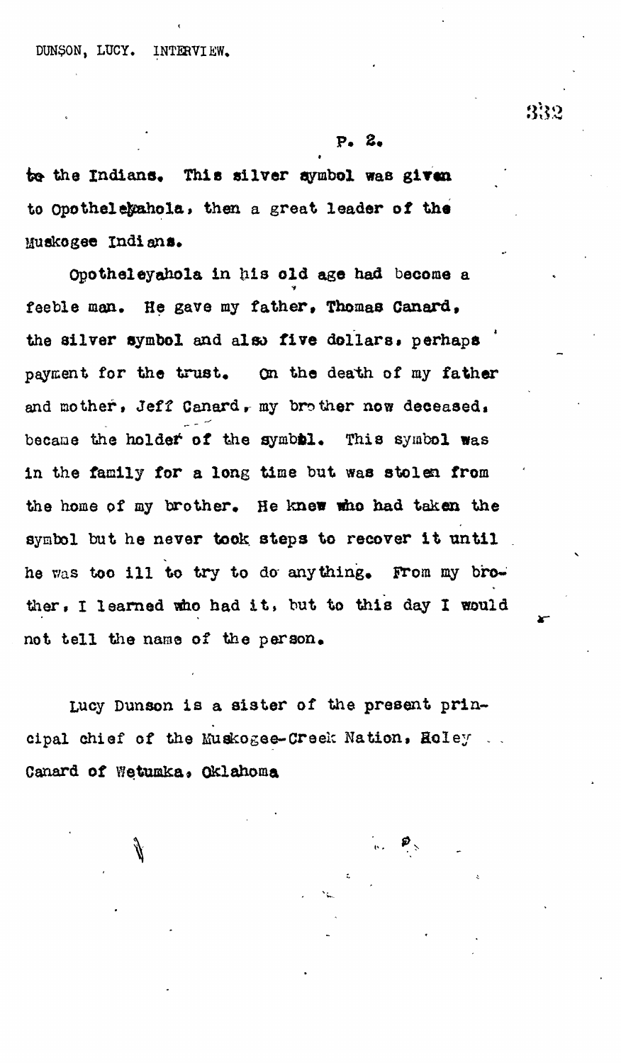to the Indians. This silver symbol was given to Opothelexahola, then a great leader of the Muskogee Indians.

Opotheleyahola in his old age had become a feeble man. He gave my father, Thomas Canard, the silver symbol and also five dollars, perhaps payment for the trust. On the death of my father and mother, Jeff Canard, my brother now deceased, became the holder of the symbol. This symbol was in the family for a long time but was stolen from the home of my brother. He knew who had taken the symbol but he never took steps to recover it until he was too ill to try to do anything. From my brother, I learned who had it, but to this day I would not tell the name of the person.

Lucy Dunson is a sister of the present principal chief of the Muskogee-Creek Nation, Roley Canard of Wetumka, Oklahoma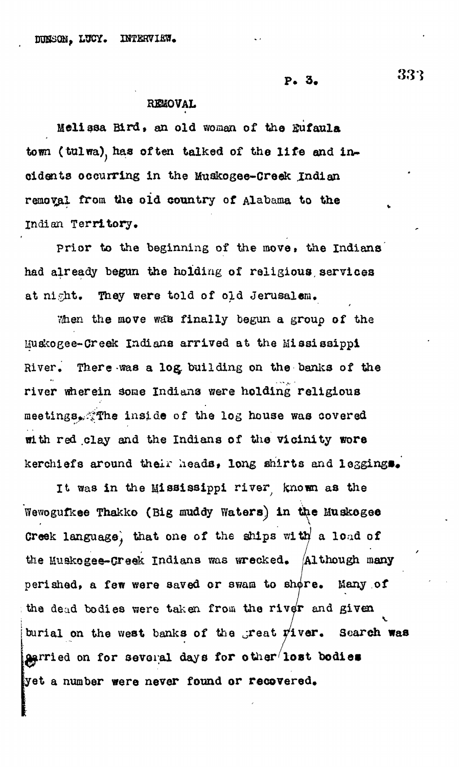## REMOVAL

Melissa Bird, an old woman of the Eufaula town (tulwa), has often talked of the life and incidents occurring in the Muskogee-Creek Indian removal from the old country of Alabama to the Indian Territory.

Prior to the beginning of the move, the Indians had already begun the holding of religious services at night. They were told of old Jerusalem.

When the move was finally begun a group of the Muskogee-Creek Indians arrived at the Mississippi River. There was a log building on the banks of the river wherein some Indians were holding religious meetings. The inside of the log house was covered with red clay and the Indians of the vicinity wore kerchiefs around their heads, long shirts and leggings.

It was in the Mississippi river, known as the Wewogufkee Thakko (Big muddy Waters) in the Muskogee Creek language, that one of the ships with a load of the Muskogee-Creek Indians was wrecked. Although many perished, a few were saved or swam to shore. Many of the dead bodies were taken from the river and given burial on the west banks of the great river. Search was carried on for several days for other lost bodies yet a number were never found or recovered.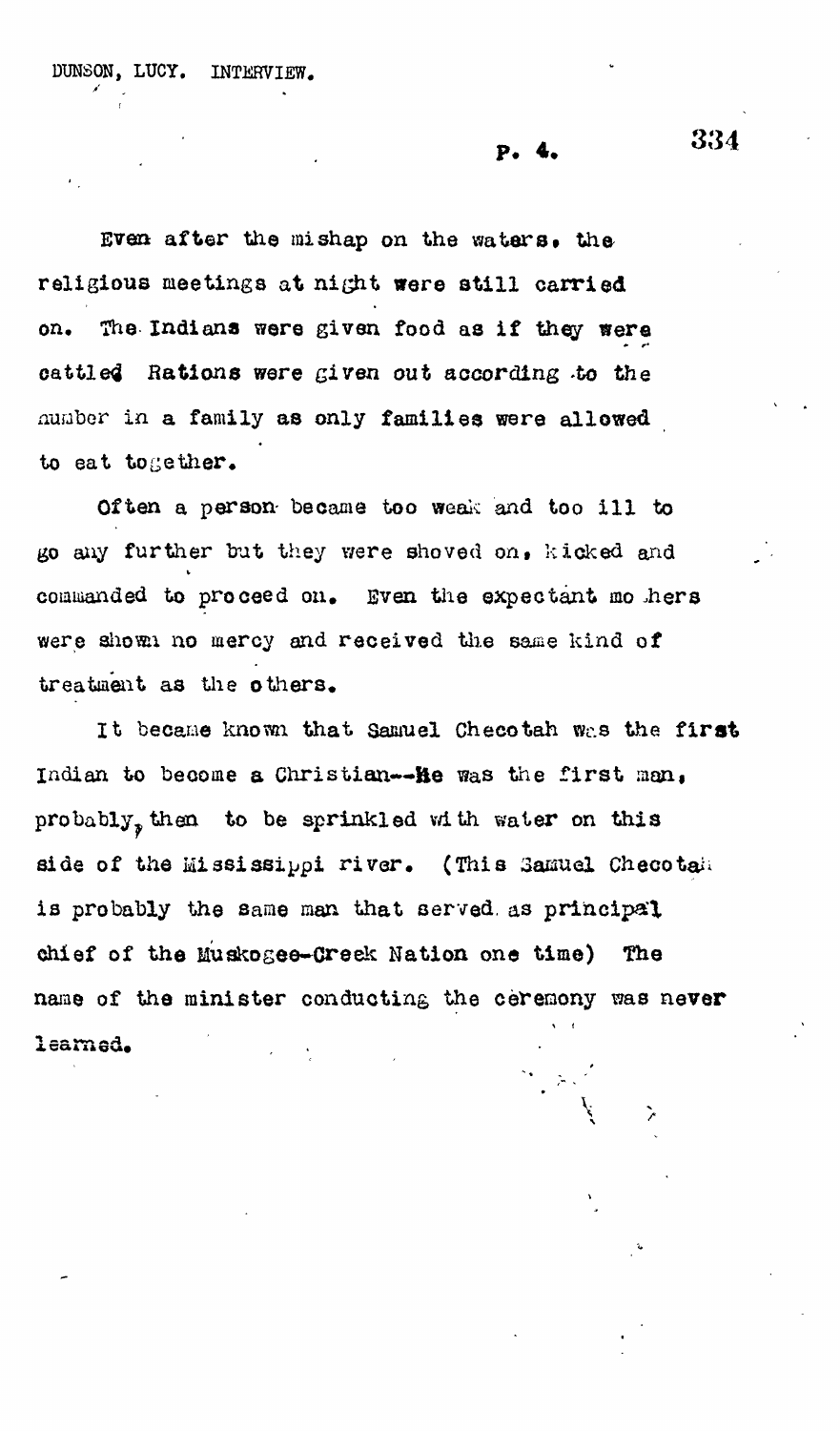Even after the mishap on the waters, the religious meetings at night were still carried on. The Indians were given food as if they were cattle. Rations were given out according to the number in a family as only families were allowed to eat together.

Often a person became too weak and too ill to go any further but they were shoved on, kicked and commanded to proceed on. Even the expectant mothers were shown no mercy and received the same kind of treatment as the others.

It became known that Samuel Checotah was the first Indian to become a Christian--He was the first man, probably, then to be sprinkled with water on this side of the Mississippi river. (This Samuel Checotah is probably the same man that served as principal chief of the Muskogee-Creek Nation one time) The name of the minister conducting the ceremony was never learned.